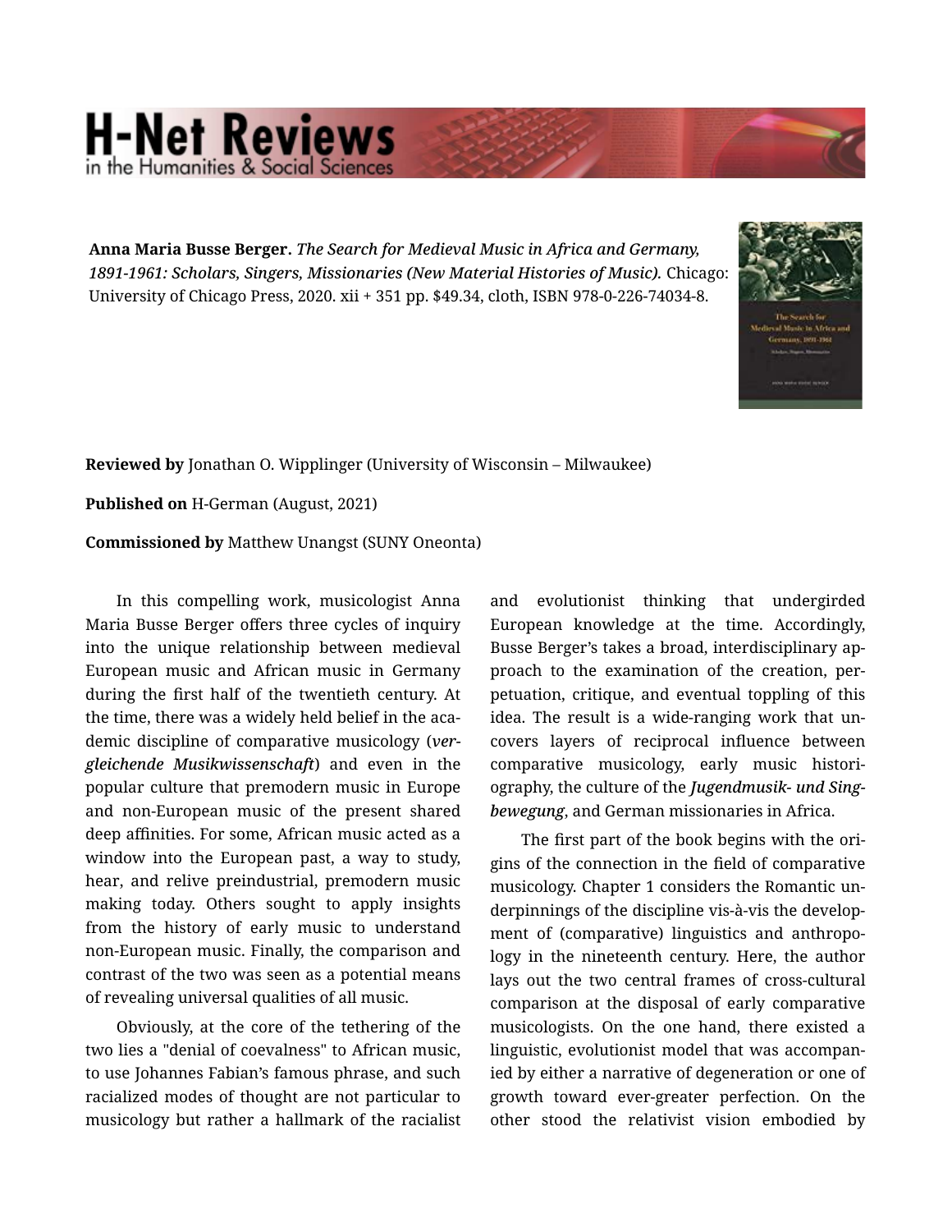**Anna Maria Busse Berger.** *The Search for Medieval Music in Africa and Germany, 1891-1961: Scholars, Singers, Missionaries (New Material Histories of Music).* Chicago: University of Chicago Press, 2020. xii + 351 pp. $49.34, cloth, ISBN 978-0-226-74034-8.

**Reviewed by** Jonathan O. Wipplinger (University of Wisconsin – Milwaukee)

**Published on** H-German (August, 2021)

**Commissioned by** Matthew Unangst (SUNY Oneonta)

In this compelling work, musicologist Anna Maria Busse Berger offers three cycles of inquiry into the unique relationship between medieval European music and African music in Germany during the first half of the twentieth century. At the time, there was a widely held belief in the academic discipline of comparative musicology (*vergleichende Musikwissenschaft*) and even in the popular culture that premodern music in Europe and non-European music of the present shared deep affinities. For some, African music acted as a window into the European past, a way to study, hear, and relive preindustrial, premodern music making today. Others sought to apply insights from the history of early music to understand non-European music. Finally, the comparison and contrast of the two was seen as a potential means of revealing universal qualities of all music.

Obviously, at the core of the tethering of the two lies a "denial of coevalness" to African music, to use Johannes Fabian's famous phrase, and such racialized modes of thought are not particular to musicology but rather a hallmark of the racialist and evolutionist thinking that undergirded European knowledge at the time. Accordingly, Busse Berger's takes a broad, interdisciplinary approach to the examination of the creation, perpetuation, critique, and eventual toppling of this idea. The result is a wide-ranging work that uncovers layers of reciprocal influence between comparative musicology, early music historiography, the culture of the ***Jugendmusik- und Singbewegung***, and German missionaries in Africa.

The first part of the book begins with the origins of the connection in the field of comparative musicology. Chapter 1 considers the Romantic underpinnings of the discipline vis-à-vis the development of (comparative) linguistics and anthropology in the nineteenth century. Here, the author lays out the two central frames of cross-cultural comparison at the disposal of early comparative musicologists. On the one hand, there existed a linguistic, evolutionist model that was accompanied by either a narrative of degeneration or one of growth toward ever-greater perfection. On the other stood the relativist vision embodied by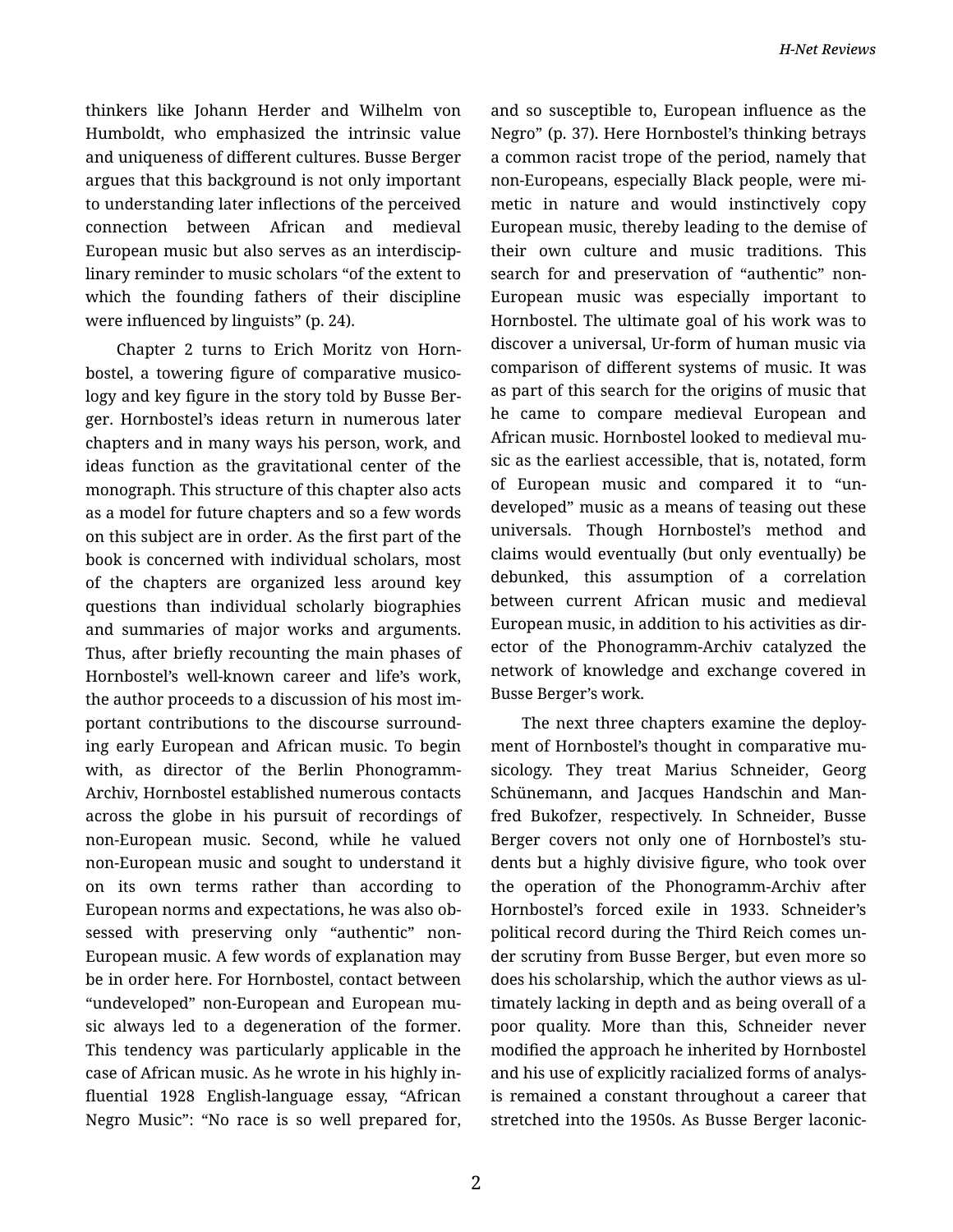thinkers like Johann Herder and Wilhelm von Humboldt, who emphasized the intrinsic value and uniqueness of different cultures. Busse Berger argues that this background is not only important to understanding later inflections of the perceived connection between African and medieval European music but also serves as an interdisciplinary reminder to music scholars "of the extent to which the founding fathers of their discipline were influenced by linguists" (p. 24).

Chapter 2 turns to Erich Moritz von Hornbostel, a towering figure of comparative musicology and key figure in the story told by Busse Berger. Hornbostel's ideas return in numerous later chapters and in many ways his person, work, and ideas function as the gravitational center of the monograph. This structure of this chapter also acts as a model for future chapters and so a few words on this subject are in order. As the first part of the book is concerned with individual scholars, most of the chapters are organized less around key questions than individual scholarly biographies and summaries of major works and arguments. Thus, after briefly recounting the main phases of Hornbostel's well-known career and life's work, the author proceeds to a discussion of his most important contributions to the discourse surrounding early European and African music. To begin with, as director of the Berlin Phonogramm-Archiv, Hornbostel established numerous contacts across the globe in his pursuit of recordings of non-European music. Second, while he valued non-European music and sought to understand it on its own terms rather than according to European norms and expectations, he was also obsessed with preserving only "authentic" non-European music. A few words of explanation may be in order here. For Hornbostel, contact between "undeveloped" non-European and European music always led to a degeneration of the former. This tendency was particularly applicable in the case of African music. As he wrote in his highly influential 1928 English-language essay, "African Negro Music": "No race is so well prepared for, and so susceptible to, European influence as the Negro" (p. 37). Here Hornbostel's thinking betrays a common racist trope of the period, namely that non-Europeans, especially Black people, were mimetic in nature and would instinctively copy European music, thereby leading to the demise of their own culture and music traditions. This search for and preservation of "authentic" non-European music was especially important to Hornbostel. The ultimate goal of his work was to discover a universal, Ur-form of human music via comparison of different systems of music. It was as part of this search for the origins of music that he came to compare medieval European and African music. Hornbostel looked to medieval music as the earliest accessible, that is, notated, form of European music and compared it to "undeveloped" music as a means of teasing out these universals. Though Hornbostel's method and claims would eventually (but only eventually) be debunked, this assumption of a correlation between current African music and medieval European music, in addition to his activities as director of the Phonogramm-Archiv catalyzed the network of knowledge and exchange covered in Busse Berger's work.

The next three chapters examine the deployment of Hornbostel's thought in comparative musicology. They treat Marius Schneider, Georg Schünemann, and Jacques Handschin and Manfred Bukofzer, respectively. In Schneider, Busse Berger covers not only one of Hornbostel's students but a highly divisive figure, who took over the operation of the Phonogramm-Archiv after Hornbostel's forced exile in 1933. Schneider's political record during the Third Reich comes under scrutiny from Busse Berger, but even more so does his scholarship, which the author views as ultimately lacking in depth and as being overall of a poor quality. More than this, Schneider never modified the approach he inherited by Hornbostel and his use of explicitly racialized forms of analysis remained a constant throughout a career that stretched into the 1950s. As Busse Berger laconic-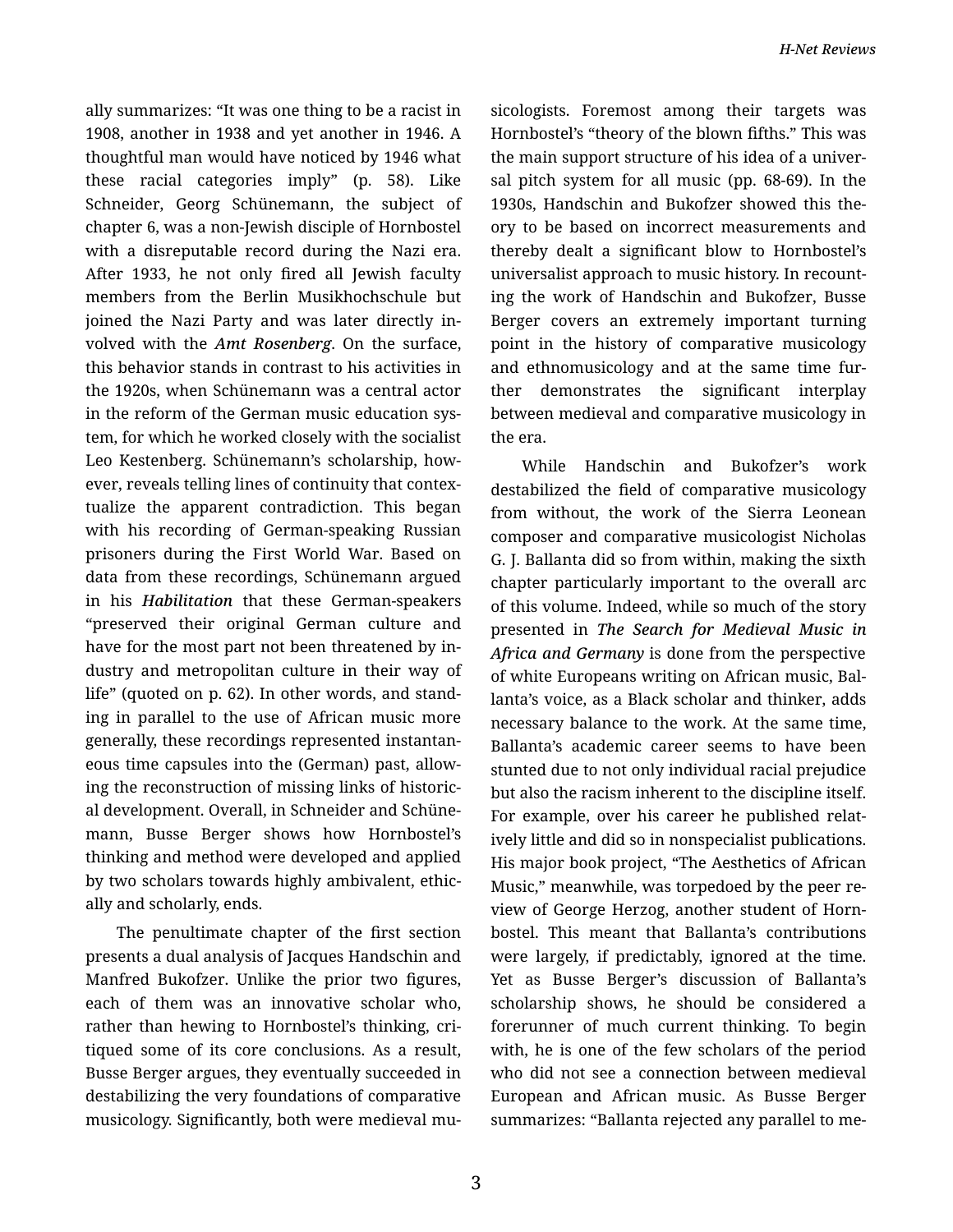ally summarizes: "It was one thing to be a racist in 1908, another in 1938 and yet another in 1946. A thoughtful man would have noticed by 1946 what these racial categories imply" (p. 58). Like Schneider, Georg Schünemann, the subject of chapter 6, was a non-Jewish disciple of Hornbostel with a disreputable record during the Nazi era. After 1933, he not only fired all Jewish faculty members from the Berlin Musikhochschule but joined the Nazi Party and was later directly involved with the ***Amt Rosenberg***. On the surface, this behavior stands in contrast to his activities in the 1920s, when Schünemann was a central actor in the reform of the German music education system, for which he worked closely with the socialist Leo Kestenberg. Schünemann's scholarship, however, reveals telling lines of continuity that contextualize the apparent contradiction. This began with his recording of German-speaking Russian prisoners during the First World War. Based on data from these recordings, Schünemann argued in his ***Habilitation*** that these German-speakers "preserved their original German culture and have for the most part not been threatened by industry and metropolitan culture in their way of life" (quoted on p. 62). In other words, and standing in parallel to the use of African music more generally, these recordings represented instantaneous time capsules into the (German) past, allowing the reconstruction of missing links of historical development. Overall, in Schneider and Schünemann, Busse Berger shows how Hornbostel's thinking and method were developed and applied by two scholars towards highly ambivalent, ethically and scholarly, ends.

The penultimate chapter of the first section presents a dual analysis of Jacques Handschin and Manfred Bukofzer. Unlike the prior two figures, each of them was an innovative scholar who, rather than hewing to Hornbostel's thinking, critiqued some of its core conclusions. As a result, Busse Berger argues, they eventually succeeded in destabilizing the very foundations of comparative musicology. Significantly, both were medieval musicologists. Foremost among their targets was Hornbostel's "theory of the blown fifths." This was the main support structure of his idea of a universal pitch system for all music (pp. 68-69). In the 1930s, Handschin and Bukofzer showed this theory to be based on incorrect measurements and thereby dealt a significant blow to Hornbostel's universalist approach to music history. In recounting the work of Handschin and Bukofzer, Busse Berger covers an extremely important turning point in the history of comparative musicology and ethnomusicology and at the same time further demonstrates the significant interplay between medieval and comparative musicology in the era.

While Handschin and Bukofzer's work destabilized the field of comparative musicology from without, the work of the Sierra Leonean composer and comparative musicologist Nicholas G. J. Ballanta did so from within, making the sixth chapter particularly important to the overall arc of this volume. Indeed, while so much of the story presented in ***The Search for Medieval Music in Africa and Germany*** is done from the perspective of white Europeans writing on African music, Ballanta's voice, as a Black scholar and thinker, adds necessary balance to the work. At the same time, Ballanta's academic career seems to have been stunted due to not only individual racial prejudice but also the racism inherent to the discipline itself. For example, over his career he published relatively little and did so in nonspecialist publications. His major book project, "The Aesthetics of African Music," meanwhile, was torpedoed by the peer review of George Herzog, another student of Hornbostel. This meant that Ballanta's contributions were largely, if predictably, ignored at the time. Yet as Busse Berger's discussion of Ballanta's scholarship shows, he should be considered a forerunner of much current thinking. To begin with, he is one of the few scholars of the period who did not see a connection between medieval European and African music. As Busse Berger summarizes: "Ballanta rejected any parallel to me-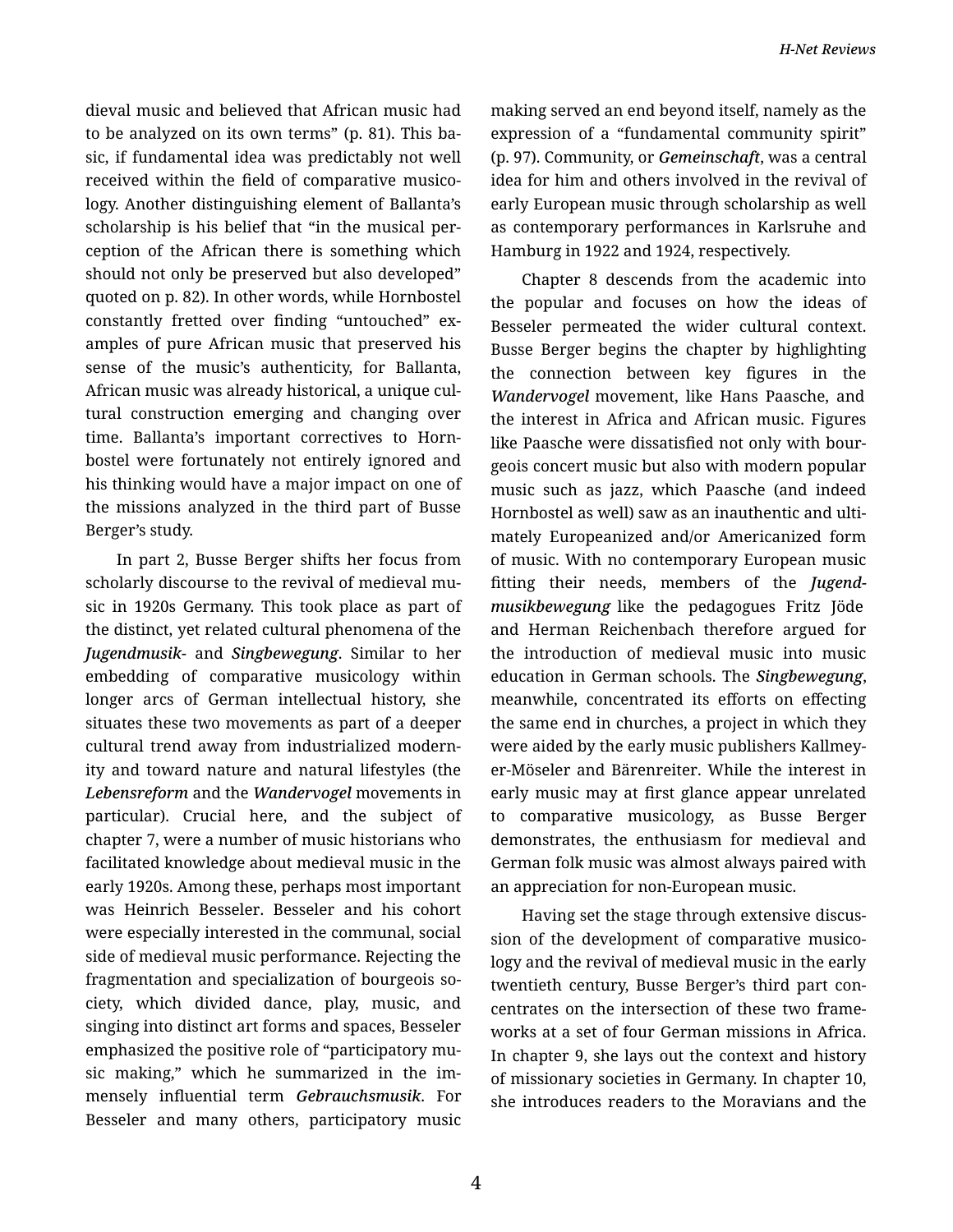dieval music and believed that African music had to be analyzed on its own terms" (p. 81). This basic, if fundamental idea was predictably not well received within the field of comparative musicology. Another distinguishing element of Ballanta's scholarship is his belief that "in the musical perception of the African there is something which should not only be preserved but also developed" quoted on p. 82). In other words, while Hornbostel constantly fretted over finding "untouched" examples of pure African music that preserved his sense of the music's authenticity, for Ballanta, African music was already historical, a unique cultural construction emerging and changing over time. Ballanta's important correctives to Hornbostel were fortunately not entirely ignored and his thinking would have a major impact on one of the missions analyzed in the third part of Busse Berger's study.

In part 2, Busse Berger shifts her focus from scholarly discourse to the revival of medieval music in 1920s Germany. This took place as part of the distinct, yet related cultural phenomena of the ***Jugendmusik***- and ***Singbewegung***. Similar to her embedding of comparative musicology within longer arcs of German intellectual history, she situates these two movements as part of a deeper cultural trend away from industrialized modernity and toward nature and natural lifestyles (the ***Lebensreform*** and the ***Wandervogel*** movements in particular). Crucial here, and the subject of chapter 7, were a number of music historians who facilitated knowledge about medieval music in the early 1920s. Among these, perhaps most important was Heinrich Besseler. Besseler and his cohort were especially interested in the communal, social side of medieval music performance. Rejecting the fragmentation and specialization of bourgeois society, which divided dance, play, music, and singing into distinct art forms and spaces, Besseler emphasized the positive role of "participatory music making," which he summarized in the immensely influential term ***Gebrauchsmusik***. For Besseler and many others, participatory music making served an end beyond itself, namely as the expression of a "fundamental community spirit" (p. 97). Community, or ***Gemeinschaft***, was a central idea for him and others involved in the revival of early European music through scholarship as well as contemporary performances in Karlsruhe and Hamburg in 1922 and 1924, respectively.

Chapter 8 descends from the academic into the popular and focuses on how the ideas of Besseler permeated the wider cultural context. Busse Berger begins the chapter by highlighting the connection between key figures in the ***Wandervogel*** movement, like Hans Paasche, and the interest in Africa and African music. Figures like Paasche were dissatisfied not only with bourgeois concert music but also with modern popular music such as jazz, which Paasche (and indeed Hornbostel as well) saw as an inauthentic and ultimately Europeanized and/or Americanized form of music. With no contemporary European music fitting their needs, members of the ***Jugendmusikbewegung*** like the pedagogues Fritz Jöde and Herman Reichenbach therefore argued for the introduction of medieval music into music education in German schools. The ***Singbewegung***, meanwhile, concentrated its efforts on effecting the same end in churches, a project in which they were aided by the early music publishers Kallmeyer-Möseler and Bärenreiter. While the interest in early music may at first glance appear unrelated to comparative musicology, as Busse Berger demonstrates, the enthusiasm for medieval and German folk music was almost always paired with an appreciation for non-European music.

Having set the stage through extensive discussion of the development of comparative musicology and the revival of medieval music in the early twentieth century, Busse Berger's third part concentrates on the intersection of these two frameworks at a set of four German missions in Africa. In chapter 9, she lays out the context and history of missionary societies in Germany. In chapter 10, she introduces readers to the Moravians and the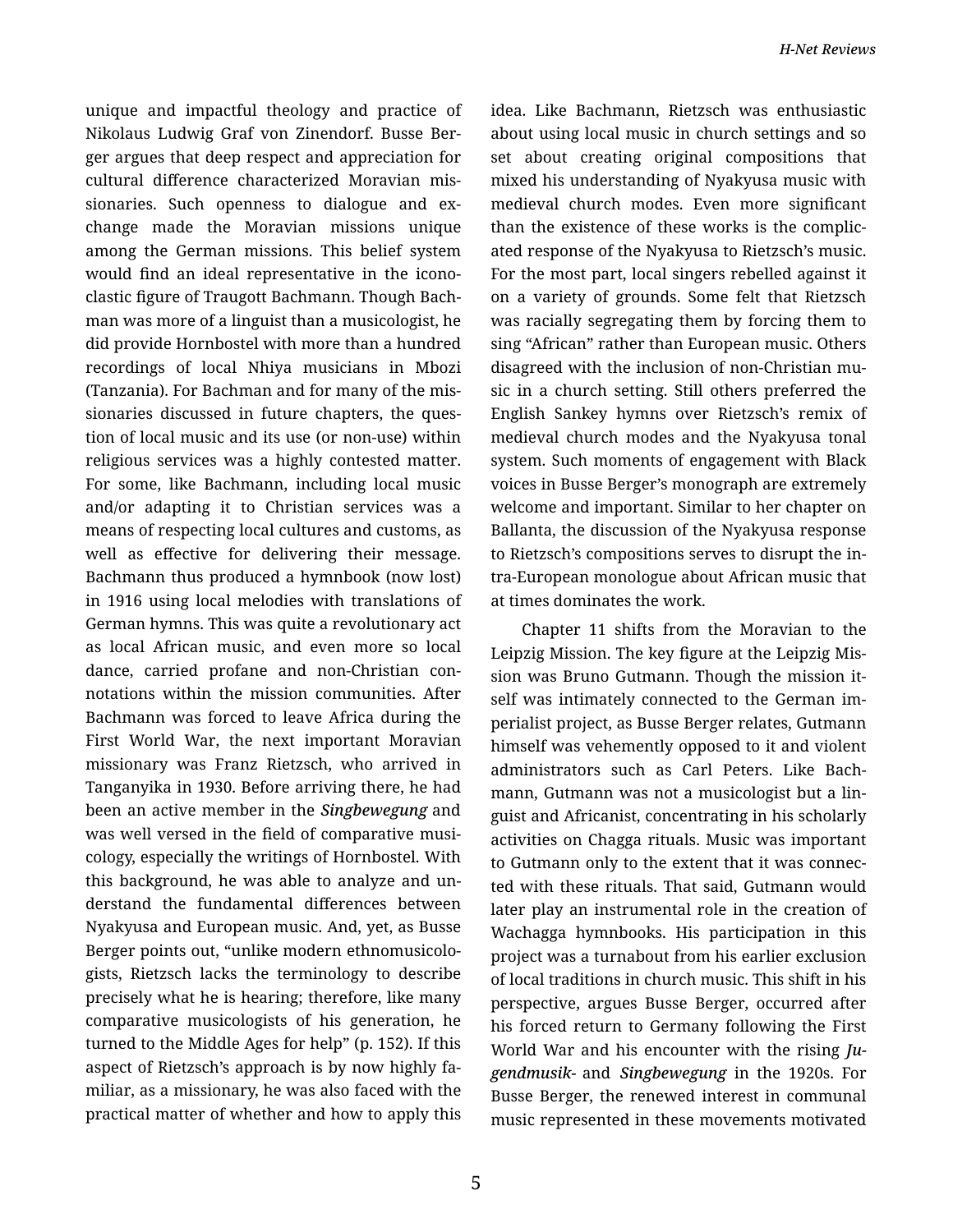unique and impactful theology and practice of Nikolaus Ludwig Graf von Zinendorf. Busse Berger argues that deep respect and appreciation for cultural difference characterized Moravian missionaries. Such openness to dialogue and exchange made the Moravian missions unique among the German missions. This belief system would find an ideal representative in the iconoclastic figure of Traugott Bachmann. Though Bachman was more of a linguist than a musicologist, he did provide Hornbostel with more than a hundred recordings of local Nhiya musicians in Mbozi (Tanzania). For Bachman and for many of the missionaries discussed in future chapters, the question of local music and its use (or non-use) within religious services was a highly contested matter. For some, like Bachmann, including local music and/or adapting it to Christian services was a means of respecting local cultures and customs, as well as effective for delivering their message. Bachmann thus produced a hymnbook (now lost) in 1916 using local melodies with translations of German hymns. This was quite a revolutionary act as local African music, and even more so local dance, carried profane and non-Christian connotations within the mission communities. After Bachmann was forced to leave Africa during the First World War, the next important Moravian missionary was Franz Rietzsch, who arrived in Tanganyika in 1930. Before arriving there, he had been an active member in the ***Singbewegung*** and was well versed in the field of comparative musicology, especially the writings of Hornbostel. With this background, he was able to analyze and understand the fundamental differences between Nyakyusa and European music. And, yet, as Busse Berger points out, "unlike modern ethnomusicologists, Rietzsch lacks the terminology to describe precisely what he is hearing; therefore, like many comparative musicologists of his generation, he turned to the Middle Ages for help" (p. 152). If this aspect of Rietzsch's approach is by now highly familiar, as a missionary, he was also faced with the practical matter of whether and how to apply this idea. Like Bachmann, Rietzsch was enthusiastic about using local music in church settings and so set about creating original compositions that mixed his understanding of Nyakyusa music with medieval church modes. Even more significant than the existence of these works is the complicated response of the Nyakyusa to Rietzsch's music. For the most part, local singers rebelled against it on a variety of grounds. Some felt that Rietzsch was racially segregating them by forcing them to sing "African" rather than European music. Others disagreed with the inclusion of non-Christian music in a church setting. Still others preferred the English Sankey hymns over Rietzsch's remix of medieval church modes and the Nyakyusa tonal system. Such moments of engagement with Black voices in Busse Berger's monograph are extremely welcome and important. Similar to her chapter on Ballanta, the discussion of the Nyakyusa response to Rietzsch's compositions serves to disrupt the intra-European monologue about African music that at times dominates the work.

Chapter 11 shifts from the Moravian to the Leipzig Mission. The key figure at the Leipzig Mission was Bruno Gutmann. Though the mission itself was intimately connected to the German imperialist project, as Busse Berger relates, Gutmann himself was vehemently opposed to it and violent administrators such as Carl Peters. Like Bachmann, Gutmann was not a musicologist but a linguist and Africanist, concentrating in his scholarly activities on Chagga rituals. Music was important to Gutmann only to the extent that it was connected with these rituals. That said, Gutmann would later play an instrumental role in the creation of Wachagga hymnbooks. His participation in this project was a turnabout from his earlier exclusion of local traditions in church music. This shift in his perspective, argues Busse Berger, occurred after his forced return to Germany following the First World War and his encounter with the rising ***Jugendmusik***- and ***Singbewegung*** in the 1920s. For Busse Berger, the renewed interest in communal music represented in these movements motivated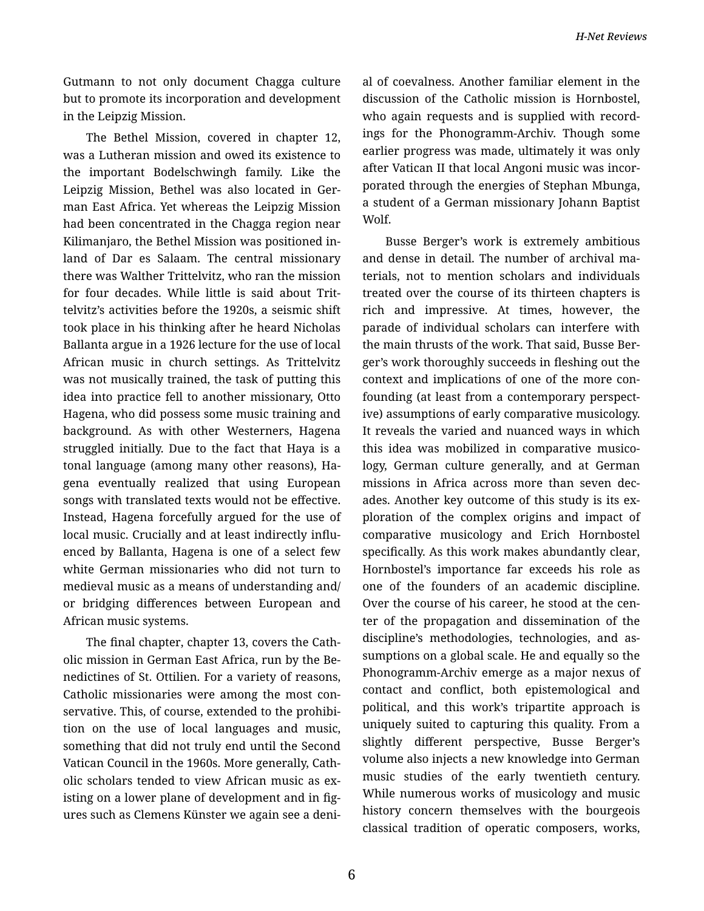Gutmann to not only document Chagga culture but to promote its incorporation and development in the Leipzig Mission.

The Bethel Mission, covered in chapter 12, was a Lutheran mission and owed its existence to the important Bodelschwingh family. Like the Leipzig Mission, Bethel was also located in German East Africa. Yet whereas the Leipzig Mission had been concentrated in the Chagga region near Kilimanjaro, the Bethel Mission was positioned inland of Dar es Salaam. The central missionary there was Walther Trittelvitz, who ran the mission for four decades. While little is said about Trittelvitz's activities before the 1920s, a seismic shift took place in his thinking after he heard Nicholas Ballanta argue in a 1926 lecture for the use of local African music in church settings. As Trittelvitz was not musically trained, the task of putting this idea into practice fell to another missionary, Otto Hagena, who did possess some music training and background. As with other Westerners, Hagena struggled initially. Due to the fact that Haya is a tonal language (among many other reasons), Hagena eventually realized that using European songs with translated texts would not be effective. Instead, Hagena forcefully argued for the use of local music. Crucially and at least indirectly influenced by Ballanta, Hagena is one of a select few white German missionaries who did not turn to medieval music as a means of understanding and/or bridging differences between European and African music systems.

The final chapter, chapter 13, covers the Catholic mission in German East Africa, run by the Benedictines of St. Ottilien. For a variety of reasons, Catholic missionaries were among the most conservative. This, of course, extended to the prohibition on the use of local languages and music, something that did not truly end until the Second Vatican Council in the 1960s. More generally, Catholic scholars tended to view African music as existing on a lower plane of development and in figures such as Clemens Künster we again see a denial of coevalness. Another familiar element in the discussion of the Catholic mission is Hornbostel, who again requests and is supplied with recordings for the Phonogramm-Archiv. Though some earlier progress was made, ultimately it was only after Vatican II that local Angoni music was incorporated through the energies of Stephan Mbunga, a student of a German missionary Johann Baptist Wolf.

Busse Berger's work is extremely ambitious and dense in detail. The number of archival materials, not to mention scholars and individuals treated over the course of its thirteen chapters is rich and impressive. At times, however, the parade of individual scholars can interfere with the main thrusts of the work. That said, Busse Berger's work thoroughly succeeds in fleshing out the context and implications of one of the more confounding (at least from a contemporary perspective) assumptions of early comparative musicology. It reveals the varied and nuanced ways in which this idea was mobilized in comparative musicology, German culture generally, and at German missions in Africa across more than seven decades. Another key outcome of this study is its exploration of the complex origins and impact of comparative musicology and Erich Hornbostel specifically. As this work makes abundantly clear, Hornbostel's importance far exceeds his role as one of the founders of an academic discipline. Over the course of his career, he stood at the center of the propagation and dissemination of the discipline's methodologies, technologies, and assumptions on a global scale. He and equally so the Phonogramm-Archiv emerge as a major nexus of contact and conflict, both epistemological and political, and this work's tripartite approach is uniquely suited to capturing this quality. From a slightly different perspective, Busse Berger's volume also injects a new knowledge into German music studies of the early twentieth century. While numerous works of musicology and music history concern themselves with the bourgeois classical tradition of operatic composers, works,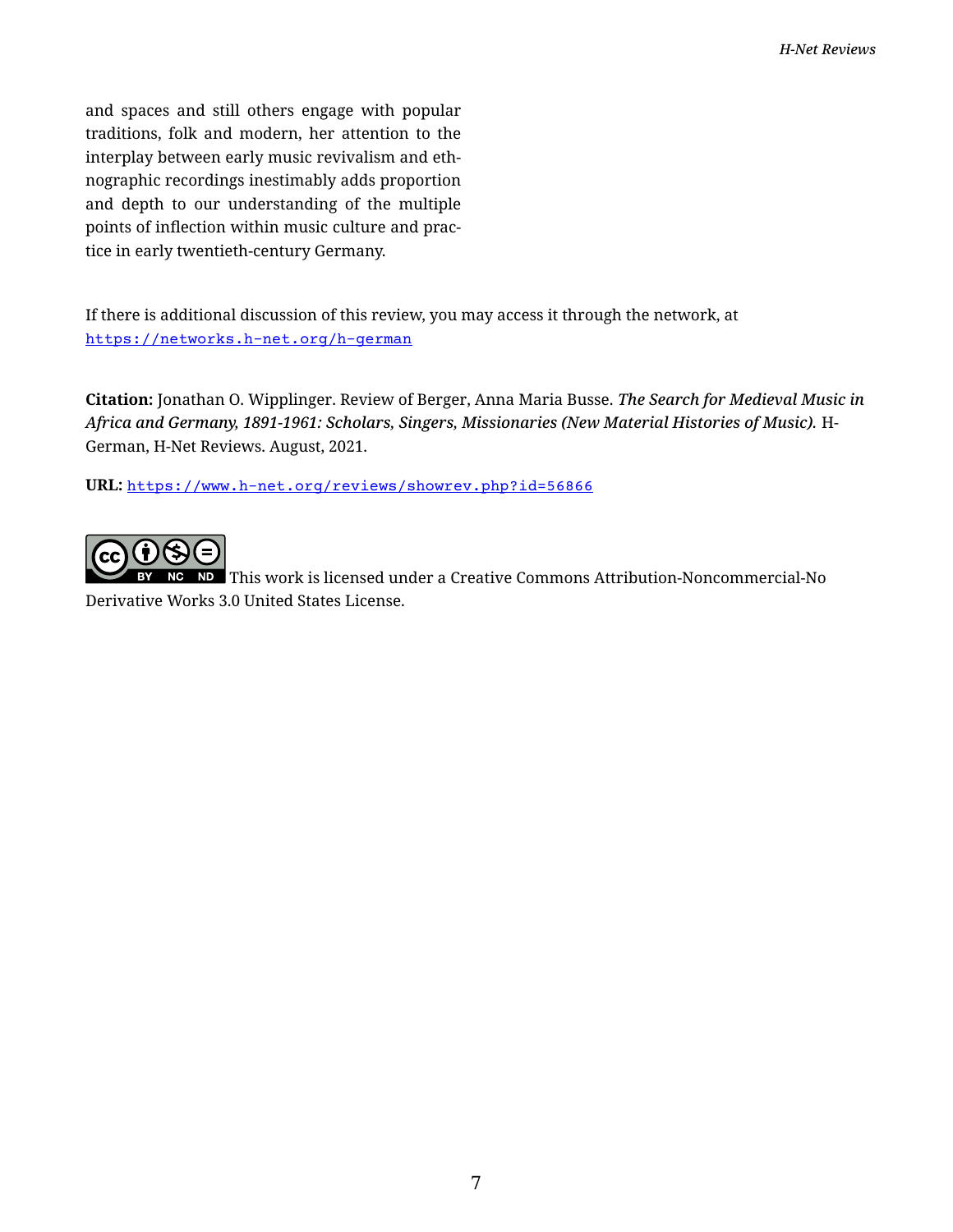and spaces and still others engage with popular traditions, folk and modern, her attention to the interplay between early music revivalism and ethnographic recordings inestimably adds proportion and depth to our understanding of the multiple points of inflection within music culture and practice in early twentieth-century Germany.

If there is additional discussion of this review, you may access it through the network, at https://networks.h-net.org/h-german

**Citation:** Jonathan O. Wipplinger. Review of Berger, Anna Maria Busse. ***The Search for Medieval Music in Africa and Germany, 1891-1961: Scholars, Singers, Missionaries (New Material Histories of Music).*** H-German, H-Net Reviews. August, 2021.

**URL:** https://www.h-net.org/reviews/showrev.php?id=56866

This work is licensed under a Creative Commons Attribution-Noncommercial-No Derivative Works 3.0 United States License.